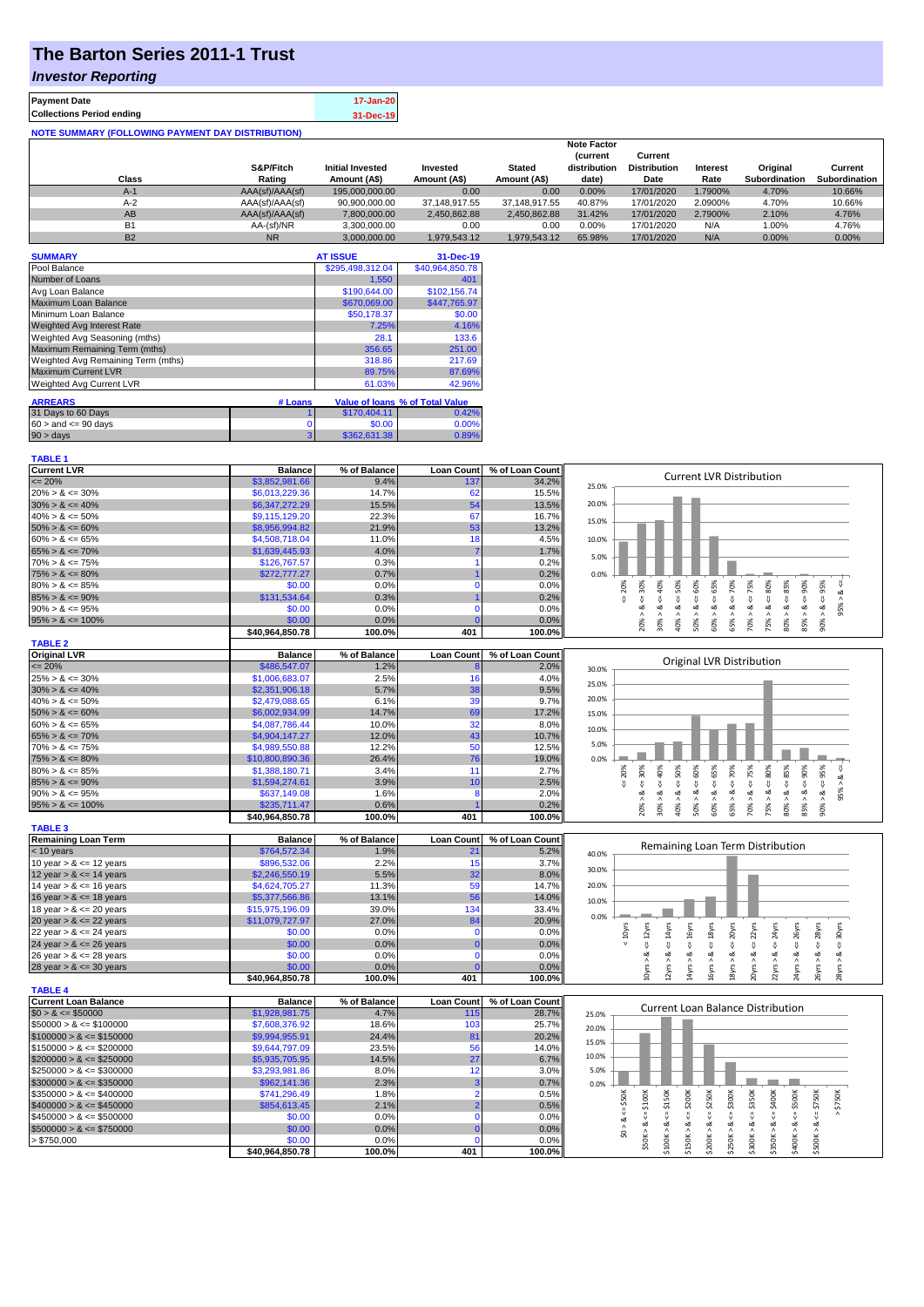# The Barton Series 2011-1 Trust

## *Investor Reporting*

| | |
|---|---|
| **Payment Date** | 17-Jan-20 |
| **Collections Period ending** | 31-Dec-19 |

**NOTE SUMMARY (FOLLOWING PAYMENT DAY DISTRIBUTION)**

| Class | S&P/Fitch Rating | Initial Invested Amount (A$) | Invested Amount (A$) | Stated Amount (A$) | Note Factor (current distribution date) | Current Distribution Date | Interest Rate | Original Subordination | Current Subordination |
|---|---|---|---|---|---|---|---|---|---|
| A-1 | AAA(sf)/AAA(sf) | 195,000,000.00 | 0.00 | 0.00 | 0.00% | 17/01/2020 | 1.7900% | 4.70% | 10.66% |
| A-2 | AAA(sf)/AAA(sf) | 90,900,000.00 | 37,148,917.55 | 37,148,917.55 | 40.87% | 17/01/2020 | 2.0900% | 4.70% | 10.66% |
| AB | AAA(sf)/AAA(sf) | 7,800,000.00 | 2,450,862.88 | 2,450,862.88 | 31.42% | 17/01/2020 | 2.7900% | 2.10% | 4.76% |
| B1 | AA-(sf)/NR | 3,300,000.00 | 0.00 | 0.00 | 0.00% | 17/01/2020 | N/A | 1.00% | 4.76% |
| B2 | NR | 3,000,000.00 | 1,979,543.12 | 1,979,543.12 | 65.98% | 17/01/2020 | N/A | 0.00% | 0.00% |

| SUMMARY | AT ISSUE | 31-Dec-19 |
|---|---|---|
| Pool Balance | $295,498,312.04 | $40,964,850.78 |
| Number of Loans | 1,550 | 401 |
| Avg Loan Balance | $190,644.00 | $102,156.74 |
| Maximum Loan Balance | $670,069.00 | $447,765.97 |
| Minimum Loan Balance | $50,178.37 | $0.00 |
| Weighted Avg Interest Rate | 7.25% | 4.16% |
| Weighted Avg Seasoning (mths) | 28.1 | 133.6 |
| Maximum Remaining Term (mths) | 356.65 | 251.00 |
| Weighted Avg Remaining Term (mths) | 318.86 | 217.69 |
| Maximum Current LVR | 89.75% | 87.69% |
| Weighted Avg Current LVR | 61.03% | 42.96% |

| ARREARS | # Loans | Value of loans | % of Total Value |
|---|---|---|---|
| 31 Days to 60 Days | 1 | $170,404.11 | 0.42% |
| 60 > and <= 90 days | 0 | $0.00 | 0.00% |
| 90 > days | 3 | $362,631.38 | 0.89% |

**TABLE 1**

| Current LVR | Balance | % of Balance | Loan Count | % of Loan Count |
|---|---|---|---|---|
| <= 20% | $3,852,981.66 | 9.4% | 137 | 34.2% |
| 20% > & <= 30% | $6,013,229.36 | 14.7% | 62 | 15.5% |
| 30% > & <= 40% | $6,347,272.29 | 15.5% | 54 | 13.5% |
| 40% > & <= 50% | $9,115,129.20 | 22.3% | 67 | 16.7% |
| 50% > & <= 60% | $8,956,994.82 | 21.9% | 53 | 13.2% |
| 60% > & <= 65% | $4,508,718.04 | 11.0% | 18 | 4.5% |
| 65% > & <= 70% | $1,639,445.93 | 4.0% | 7 | 1.7% |
| 70% > & <= 75% | $126,767.57 | 0.3% | 1 | 0.2% |
| 75% > & <= 80% | $272,777.27 | 0.7% | 1 | 0.2% |
| 80% > & <= 85% | $0.00 | 0.0% | 0 | 0.0% |
| 85% > & <= 90% | $131,534.64 | 0.3% | 1 | 0.2% |
| 90% > & <= 95% | $0.00 | 0.0% | 0 | 0.0% |
| 95% > & <= 100% | $0.00 | 0.0% | 0 | 0.0% |
| | $40,964,850.78 | 100.0% | 401 | 100.0% |

Current LVR Distribution

**TABLE 2**

| Original LVR | Balance | % of Balance | Loan Count | % of Loan Count |
|---|---|---|---|---|
| <= 20% | $486,547.07 | 1.2% | 8 | 2.0% |
| 25% > & <= 30% | $1,006,683.07 | 2.5% | 16 | 4.0% |
| 30% > & <= 40% | $2,351,906.18 | 5.7% | 38 | 9.5% |
| 40% > & <= 50% | $2,479,088.65 | 6.1% | 39 | 9.7% |
| 50% > & <= 60% | $6,002,934.99 | 14.7% | 69 | 17.2% |
| 60% > & <= 65% | $4,087,786.44 | 10.0% | 32 | 8.0% |
| 65% > & <= 70% | $4,904,147.27 | 12.0% | 43 | 10.7% |
| 70% > & <= 75% | $4,989,550.88 | 12.2% | 50 | 12.5% |
| 75% > & <= 80% | $10,800,890.36 | 26.4% | 76 | 19.0% |
| 80% > & <= 85% | $1,388,180.71 | 3.4% | 11 | 2.7% |
| 85% > & <= 90% | $1,594,274.61 | 3.9% | 10 | 2.5% |
| 90% > & <= 95% | $637,149.08 | 1.6% | 8 | 2.0% |
| 95% > & <= 100% | $235,711.47 | 0.6% | 1 | 0.2% |
| | $40,964,850.78 | 100.0% | 401 | 100.0% |

Original LVR Distribution

**TABLE 3**

| Remaining Loan Term | Balance | % of Balance | Loan Count | % of Loan Count |
|---|---|---|---|---|
| < 10 years | $764,572.34 | 1.9% | 21 | 5.2% |
| 10 year > & <= 12 years | $896,532.06 | 2.2% | 15 | 3.7% |
| 12 year > & <= 14 years | $2,246,550.19 | 5.5% | 32 | 8.0% |
| 14 year > & <= 16 years | $4,624,705.27 | 11.3% | 59 | 14.7% |
| 16 year > & <= 18 years | $5,377,566.86 | 13.1% | 56 | 14.0% |
| 18 year > & <= 20 years | $15,975,196.09 | 39.0% | 134 | 33.4% |
| 20 year > & <= 22 years | $11,079,727.97 | 27.0% | 84 | 20.9% |
| 22 year > & <= 24 years | $0.00 | 0.0% | 0 | 0.0% |
| 24 year > & <= 26 years | $0.00 | 0.0% | 0 | 0.0% |
| 26 year > & <= 28 years | $0.00 | 0.0% | 0 | 0.0% |
| 28 year > & <= 30 years | $0.00 | 0.0% | 0 | 0.0% |
| | $40,964,850.78 | 100.0% | 401 | 100.0% |

Remaining Loan Term Distribution

**TABLE 4**

| Current Loan Balance | Balance | % of Balance | Loan Count | % of Loan Count |
|---|---|---|---|---|
| $0 > & <= $50000 | $1,928,981.75 | 4.7% | 115 | 28.7% |
| $50000 > & <= $100000 | $7,608,376.92 | 18.6% | 103 | 25.7% |
| $100000 > & <= $150000 | $9,994,955.91 | 24.4% | 81 | 20.2% |
| $150000 > & <= $200000 | $9,644,797.09 | 23.5% | 56 | 14.0% |
| $200000 > & <= $250000 | $5,935,705.95 | 14.5% | 27 | 6.7% |
| $250000 > & <= $300000 | $3,293,981.86 | 8.0% | 12 | 3.0% |
| $300000 > & <= $350000 | $962,141.36 | 2.3% | 3 | 0.7% |
| $350000 > & <= $400000 | $741,296.49 | 1.8% | 2 | 0.5% |
| $400000 > & <= $450000 | $854,613.45 | 2.1% | 2 | 0.5% |
| $450000 > & <= $500000 | $0.00 | 0.0% | 0 | 0.0% |
| $500000 > & <= $750000 | $0.00 | 0.0% | 0 | 0.0% |
| > $750,000 | $0.00 | 0.0% | 0 | 0.0% |
| | $40,964,850.78 | 100.0% | 401 | 100.0% |

Current Loan Balance Distribution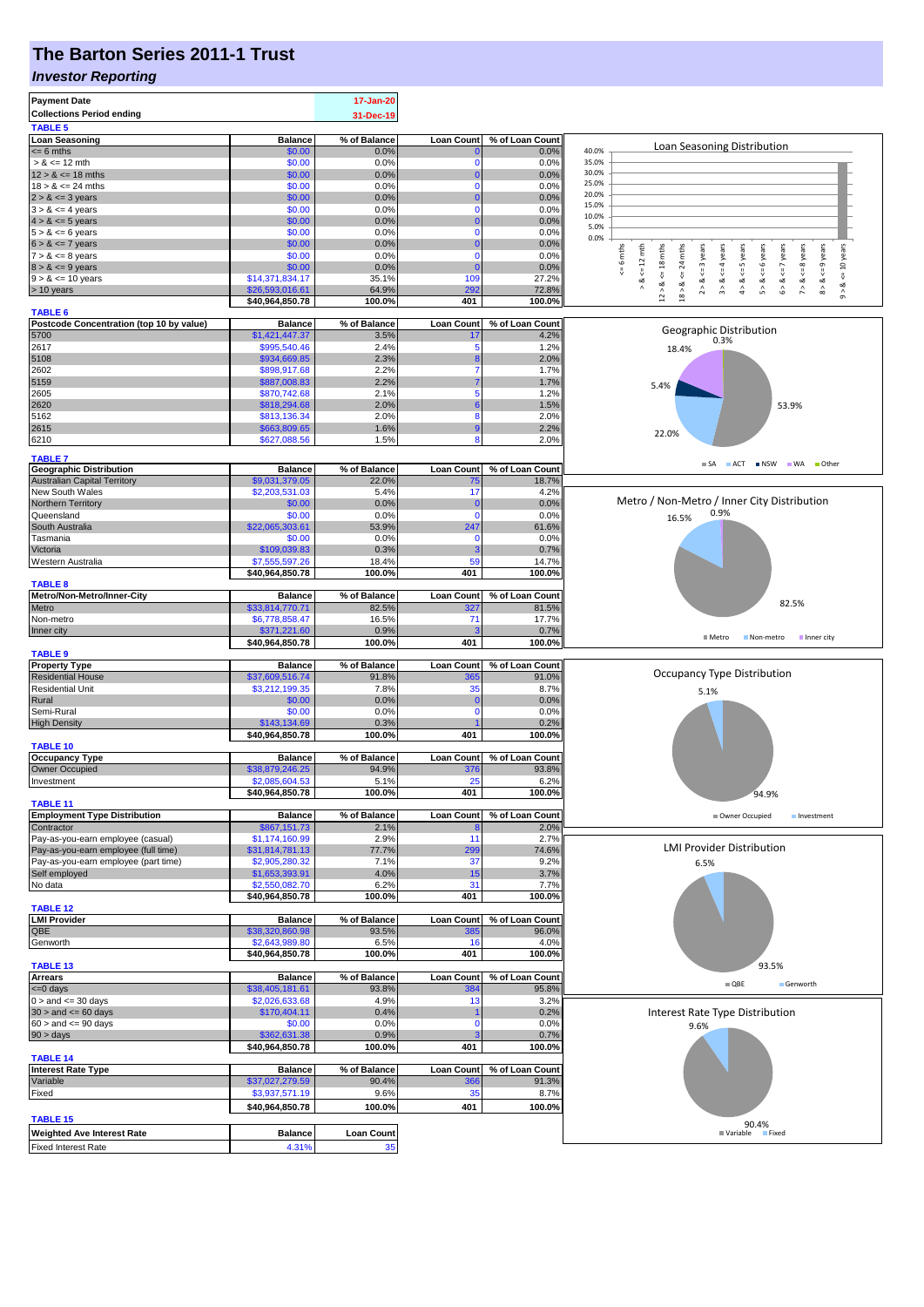# The Barton Series 2011-1 Trust

## *Investor Reporting*

| | |
|---|---|
| **Payment Date** | 17-Jan-20 |
| **Collections Period ending** | 31-Dec-19 |

**TABLE 5**

| Loan Seasoning | Balance | % of Balance | Loan Count | % of Loan Count |
|---|---|---|---|---|
| <= 6 mths | $0.00 | 0.0% | 0 | 0.0% |
| > & <= 12 mth | $0.00 | 0.0% | 0 | 0.0% |
| 12 > & <= 18 mths | $0.00 | 0.0% | 0 | 0.0% |
| 18 > & <= 24 mths | $0.00 | 0.0% | 0 | 0.0% |
| 2 > & <= 3 years | $0.00 | 0.0% | 0 | 0.0% |
| 3 > & <= 4 years | $0.00 | 0.0% | 0 | 0.0% |
| 4 > & <= 5 years | $0.00 | 0.0% | 0 | 0.0% |
| 5 > & <= 6 years | $0.00 | 0.0% | 0 | 0.0% |
| 6 > & <= 7 years | $0.00 | 0.0% | 0 | 0.0% |
| 7 > & <= 8 years | $0.00 | 0.0% | 0 | 0.0% |
| 8 > & <= 9 years | $0.00 | 0.0% | 0 | 0.0% |
| 9 > & <= 10 years | $14,371,834.17 | 35.1% | 109 | 27.2% |
| > 10 years | $26,593,016.61 | 64.9% | 292 | 72.8% |
| | $40,964,850.78 | 100.0% | 401 | 100.0% |

Loan Seasoning Distribution

40.0%
35.0%
30.0%
25.0%
20.0%
15.0%
10.0%
5.0%
0.0%

<= 6 mths
> & <= 12 mth
12 > & <= 18 mths
18 > & <= 24 mths
2 > & <= 3 years
3 > & <= 4 years
4 > & <= 5 years
5 > & <= 6 years
6 > & <= 7 years
7 > & <= 8 years
8 > & <= 9 years
9 > & <= 10 years

**TABLE 6**

| Postcode Concentration (top 10 by value) | Balance | % of Balance | Loan Count | % of Loan Count |
|---|---|---|---|---|
| 5700 | $1,421,447.37 | 3.5% | 17 | 4.2% |
| 2617 | $995,540.46 | 2.4% | 5 | 1.2% |
| 5108 | $934,669.85 | 2.3% | 8 | 2.0% |
| 2602 | $898,917.68 | 2.2% | 7 | 1.7% |
| 5159 | $887,008.83 | 2.2% | 7 | 1.7% |
| 2605 | $870,742.68 | 2.1% | 5 | 1.2% |
| 2620 | $818,294.68 | 2.0% | 6 | 1.5% |
| 5162 | $813,136.34 | 2.0% | 8 | 2.0% |
| 2615 | $663,809.65 | 1.6% | 9 | 2.2% |
| 6210 | $627,088.56 | 1.5% | 8 | 2.0% |

Geographic Distribution

0.3%
18.4%
5.4%
53.9%
22.0%

SA ACT NSW WA Other

**TABLE 7**

| Geographic Distribution | Balance | % of Balance | Loan Count | % of Loan Count |
|---|---|---|---|---|
| Australian Capital Territory | $9,031,379.05 | 22.0% | 75 | 18.7% |
| New South Wales | $2,203,531.03 | 5.4% | 17 | 4.2% |
| Northern Territory | $0.00 | 0.0% | 0 | 0.0% |
| Queensland | $0.00 | 0.0% | 0 | 0.0% |
| South Australia | $22,065,303.61 | 53.9% | 247 | 61.6% |
| Tasmania | $0.00 | 0.0% | 0 | 0.0% |
| Victoria | $109,039.83 | 0.3% | 3 | 0.7% |
| Western Australia | $7,555,597.26 | 18.4% | 59 | 14.7% |
| | $40,964,850.78 | 100.0% | 401 | 100.0% |

Metro / Non-Metro / Inner City Distribution

0.9%
16.5%
82.5%

Metro Non-metro Inner city

**TABLE 8**

| Metro/Non-Metro/Inner-City | Balance | % of Balance | Loan Count | % of Loan Count |
|---|---|---|---|---|
| Metro | $33,814,770.71 | 82.5% | 327 | 81.5% |
| Non-metro | $6,778,858.47 | 16.5% | 71 | 17.7% |
| Inner city | $371,221.60 | 0.9% | 3 | 0.7% |
| | $40,964,850.78 | 100.0% | 401 | 100.0% |

**TABLE 9**

| Property Type | Balance | % of Balance | Loan Count | % of Loan Count |
|---|---|---|---|---|
| Residential House | $37,609,516.74 | 91.8% | 365 | 91.0% |
| Residential Unit | $3,212,199.35 | 7.8% | 35 | 8.7% |
| Rural | $0.00 | 0.0% | 0 | 0.0% |
| Semi-Rural | $0.00 | 0.0% | 0 | 0.0% |
| High Density | $143,134.69 | 0.3% | 1 | 0.2% |
| | $40,964,850.78 | 100.0% | 401 | 100.0% |

Occupancy Type Distribution

5.1%
94.9%

Owner Occupied Investment

**TABLE 10**

| Occupancy Type | Balance | % of Balance | Loan Count | % of Loan Count |
|---|---|---|---|---|
| Owner Occupied | $38,879,246.25 | 94.9% | 376 | 93.8% |
| Investment | $2,085,604.53 | 5.1% | 25 | 6.2% |
| | $40,964,850.78 | 100.0% | 401 | 100.0% |

**TABLE 11**

| Employment Type Distribution | Balance | % of Balance | Loan Count | % of Loan Count |
|---|---|---|---|---|
| Contractor | $867,151.73 | 2.1% | 8 | 2.0% |
| Pay-as-you-earn employee (casual) | $1,174,160.99 | 2.9% | 11 | 2.7% |
| Pay-as-you-earn employee (full time) | $31,814,781.13 | 77.7% | 299 | 74.6% |
| Pay-as-you-earn employee (part time) | $2,905,280.32 | 7.1% | 37 | 9.2% |
| Self employed | $1,653,393.91 | 4.0% | 15 | 3.7% |
| No data | $2,550,082.70 | 6.2% | 31 | 7.7% |
| | $40,964,850.78 | 100.0% | 401 | 100.0% |

LMI Provider Distribution

6.5%
93.5%

QBE Genworth

**TABLE 12**

| LMI Provider | Balance | % of Balance | Loan Count | % of Loan Count |
|---|---|---|---|---|
| QBE | $38,320,860.98 | 93.5% | 385 | 96.0% |
| Genworth | $2,643,989.80 | 6.5% | 16 | 4.0% |
| | $40,964,850.78 | 100.0% | 401 | 100.0% |

**TABLE 13**

| Arrears | Balance | % of Balance | Loan Count | % of Loan Count |
|---|---|---|---|---|
| <=0 days | $38,405,181.61 | 93.8% | 384 | 95.8% |
| 0 > and <= 30 days | $2,026,633.68 | 4.9% | 13 | 3.2% |
| 30 > and <= 60 days | $170,404.11 | 0.4% | 1 | 0.2% |
| 60 > and <= 90 days | $0.00 | 0.0% | 0 | 0.0% |
| 90 > days | $362,631.38 | 0.9% | 3 | 0.7% |
| | $40,964,850.78 | 100.0% | 401 | 100.0% |

Interest Rate Type Distribution

9.6%
90.4%

Variable Fixed

**TABLE 14**

| Interest Rate Type | Balance | % of Balance | Loan Count | % of Loan Count |
|---|---|---|---|---|
| Variable | $37,027,279.59 | 90.4% | 366 | 91.3% |
| Fixed | $3,937,571.19 | 9.6% | 35 | 8.7% |
| | $40,964,850.78 | 100.0% | 401 | 100.0% |

**TABLE 15**

| Weighted Ave Interest Rate | Balance | Loan Count |
|---|---|---|
| Fixed Interest Rate | 4.31% | 35 |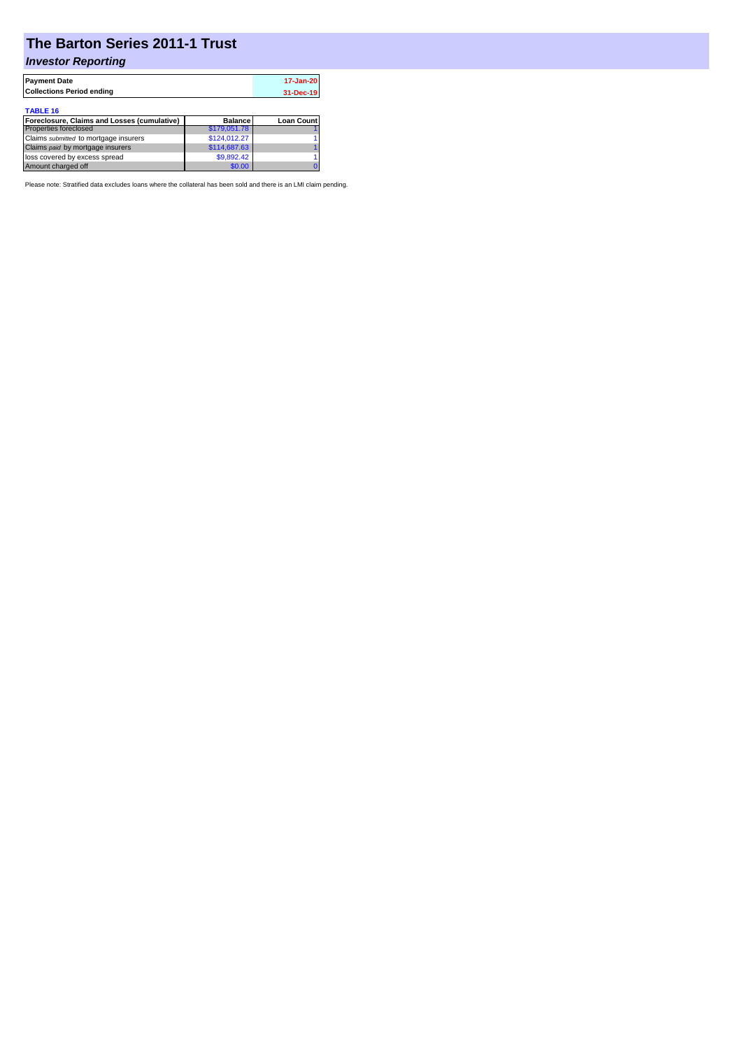# The Barton Series 2011-1 Trust

## *Investor Reporting*

| | |
|---|---|
| **Payment Date** | **17-Jan-20** |
| **Collections Period ending** | **31-Dec-19** |

**TABLE 16**

| Foreclosure, Claims and Losses (cumulative) | Balance | Loan Count |
|---|---|---|
| Properties foreclosed | $179,051.78 | 1 |
| Claims *submitted* to mortgage insurers | $124,012.27 | 1 |
| Claims *paid* by mortgage insurers | $114,687.63 | 1 |
| loss covered by excess spread | $9,892.42 | 1 |
| Amount charged off | $0.00 | 0 |

Please note: Stratified data excludes loans where the collateral has been sold and there is an LMI claim pending.